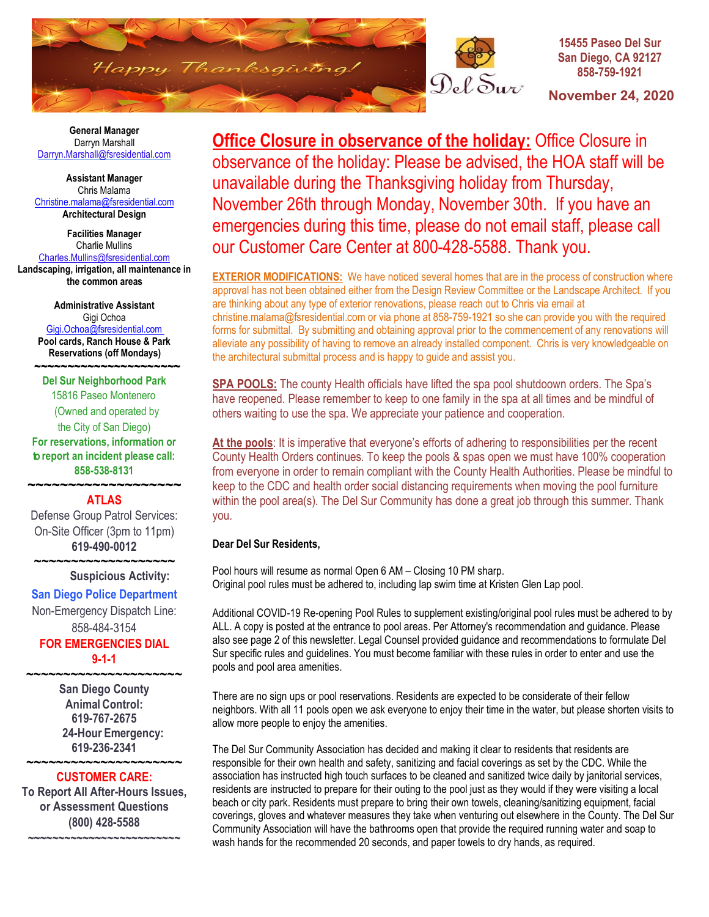Happy Thanksgiving!

Del Sur

**15455 Paseo Del Sur**
**San Diego, CA 92127**
**858-759-1921**

**November 24, 2020**

**General Manager**
Darryn Marshall
Darryn.Marshall@fsresidential.com

**Assistant Manager**
Chris Malama
Christine.malama@fsresidential.com
**Architectural Design**

**Facilities Manager**
Charlie Mullins
Charles.Mullins@fsresidential.com
**Landscaping, irrigation, all maintenance in the common areas**

**Administrative Assistant**
Gigi Ochoa
Gigi.Ochoa@fsresidential.com
**Pool cards, Ranch House & Park Reservations (off Mondays)**

~~~~~~~~~~~~~~~~~~~~~~

**Del Sur Neighborhood Park**
15816 Paseo Montenero
(Owned and operated by the City of San Diego)
**For reservations, information or to report an incident please call:**
**858-538-8131**

~~~~~~~~~~~~~~~~~~~~~~

**ATLAS**
Defense Group Patrol Services:
On-Site Officer (3pm to 11pm)
**619-490-0012**

~~~~~~~~~~~~~~~~~~~~~~

**Suspicious Activity:**
**San Diego Police Department**
Non-Emergency Dispatch Line:
858-484-3154
**FOR EMERGENCIES DIAL 9-1-1**

~~~~~~~~~~~~~~~~~~~~~~

**San Diego County Animal Control:**
**619-767-2675**
**24-Hour Emergency:**
**619-236-2341**

~~~~~~~~~~~~~~~~~~~~~~

**CUSTOMER CARE:**
**To Report All After-Hours Issues, or Assessment Questions**
**(800) 428-5588**

~~~~~~~~~~~~~~~~~~~~~~

**Office Closure in observance of the holiday:** Office Closure in observance of the holiday: Please be advised, the HOA staff will be unavailable during the Thanksgiving holiday from Thursday, November 26th through Monday, November 30th. If you have an emergencies during this time, please do not email staff, please call our Customer Care Center at 800-428-5588. Thank you.

**EXTERIOR MODIFICATIONS:** We have noticed several homes that are in the process of construction where approval has not been obtained either from the Design Review Committee or the Landscape Architect. If you are thinking about any type of exterior renovations, please reach out to Chris via email at christine.malama@fsresidential.com or via phone at 858-759-1921 so she can provide you with the required forms for submittal. By submitting and obtaining approval prior to the commencement of any renovations will alleviate any possibility of having to remove an already installed component. Chris is very knowledgeable on the architectural submittal process and is happy to guide and assist you.

**SPA POOLS:** The county Health officials have lifted the spa pool shutdoown orders. The Spa's have reopened. Please remember to keep to one family in the spa at all times and be mindful of others waiting to use the spa. We appreciate your patience and cooperation.

**At the pools**: It is imperative that everyone's efforts of adhering to responsibilities per the recent County Health Orders continues. To keep the pools & spas open we must have 100% cooperation from everyone in order to remain compliant with the County Health Authorities. Please be mindful to keep to the CDC and health order social distancing requirements when moving the pool furniture within the pool area(s). The Del Sur Community has done a great job through this summer. Thank you.

**Dear Del Sur Residents,**

Pool hours will resume as normal Open 6 AM – Closing 10 PM sharp.
Original pool rules must be adhered to, including lap swim time at Kristen Glen Lap pool.

Additional COVID-19 Re-opening Pool Rules to supplement existing/original pool rules must be adhered to by ALL. A copy is posted at the entrance to pool areas. Per Attorney's recommendation and guidance. Please also see page 2 of this newsletter. Legal Counsel provided guidance and recommendations to formulate Del Sur specific rules and guidelines. You must become familiar with these rules in order to enter and use the pools and pool area amenities.

There are no sign ups or pool reservations. Residents are expected to be considerate of their fellow neighbors. With all 11 pools open we ask everyone to enjoy their time in the water, but please shorten visits to allow more people to enjoy the amenities.

The Del Sur Community Association has decided and making it clear to residents that residents are responsible for their own health and safety, sanitizing and facial coverings as set by the CDC. While the association has instructed high touch surfaces to be cleaned and sanitized twice daily by janitorial services, residents are instructed to prepare for their outing to the pool just as they would if they were visiting a local beach or city park. Residents must prepare to bring their own towels, cleaning/sanitizing equipment, facial coverings, gloves and whatever measures they take when venturing out elsewhere in the County. The Del Sur Community Association will have the bathrooms open that provide the required running water and soap to wash hands for the recommended 20 seconds, and paper towels to dry hands, as required.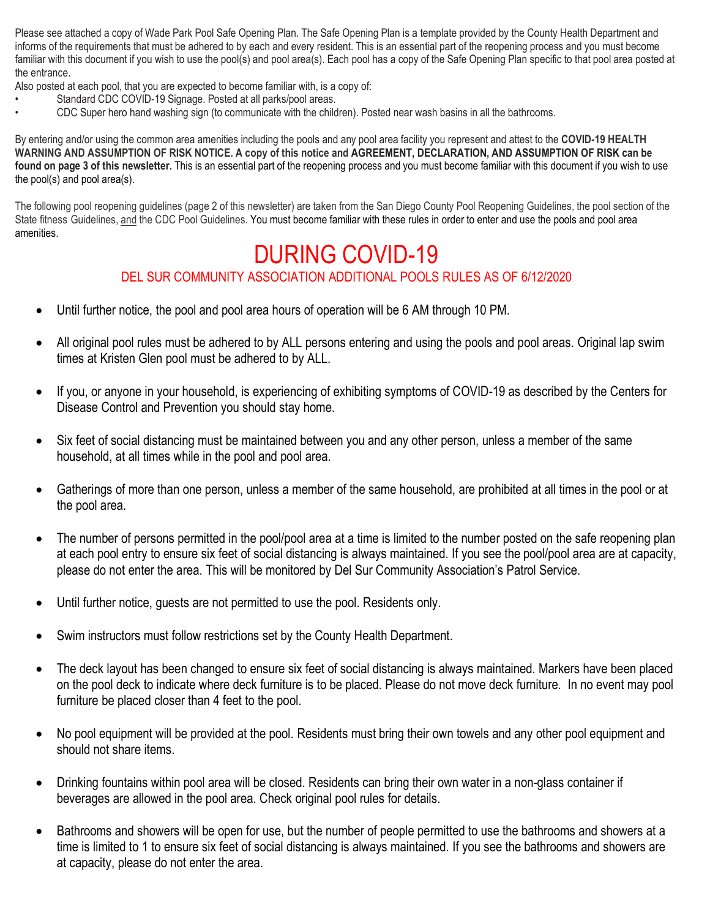Please see attached a copy of Wade Park Pool Safe Opening Plan. The Safe Opening Plan is a template provided by the County Health Department and informs of the requirements that must be adhered to by each and every resident. This is an essential part of the reopening process and you must become familiar with this document if you wish to use the pool(s) and pool area(s). Each pool has a copy of the Safe Opening Plan specific to that pool area posted at the entrance.

Also posted at each pool, that you are expected to become familiar with, is a copy of:

- Standard CDC COVID-19 Signage. Posted at all parks/pool areas.
- CDC Super hero hand washing sign (to communicate with the children). Posted near wash basins in all the bathrooms.

By entering and/or using the common area amenities including the pools and any pool area facility you represent and attest to the **COVID-19 HEALTH WARNING AND ASSUMPTION OF RISK NOTICE. A copy of this notice and AGREEMENT, DECLARATION, AND ASSUMPTION OF RISK can be found on page 3 of this newsletter.** This is an essential part of the reopening process and you must become familiar with this document if you wish to use the pool(s) and pool area(s).

The following pool reopening guidelines (page 2 of this newsletter) are taken from the San Diego County Pool Reopening Guidelines, the pool section of the State fitness Guidelines, and the CDC Pool Guidelines. You must become familiar with these rules in order to enter and use the pools and pool area amenities.

# DURING COVID-19

## DEL SUR COMMUNITY ASSOCIATION ADDITIONAL POOLS RULES AS OF 6/12/2020

- Until further notice, the pool and pool area hours of operation will be 6 AM through 10 PM.
- All original pool rules must be adhered to by ALL persons entering and using the pools and pool areas. Original lap swim times at Kristen Glen pool must be adhered to by ALL.
- If you, or anyone in your household, is experiencing of exhibiting symptoms of COVID-19 as described by the Centers for Disease Control and Prevention you should stay home.
- Six feet of social distancing must be maintained between you and any other person, unless a member of the same household, at all times while in the pool and pool area.
- Gatherings of more than one person, unless a member of the same household, are prohibited at all times in the pool or at the pool area.
- The number of persons permitted in the pool/pool area at a time is limited to the number posted on the safe reopening plan at each pool entry to ensure six feet of social distancing is always maintained. If you see the pool/pool area are at capacity, please do not enter the area. This will be monitored by Del Sur Community Association's Patrol Service.
- Until further notice, guests are not permitted to use the pool. Residents only.
- Swim instructors must follow restrictions set by the County Health Department.
- The deck layout has been changed to ensure six feet of social distancing is always maintained. Markers have been placed on the pool deck to indicate where deck furniture is to be placed. Please do not move deck furniture. In no event may pool furniture be placed closer than 4 feet to the pool.
- No pool equipment will be provided at the pool. Residents must bring their own towels and any other pool equipment and should not share items.
- Drinking fountains within pool area will be closed. Residents can bring their own water in a non-glass container if beverages are allowed in the pool area. Check original pool rules for details.
- Bathrooms and showers will be open for use, but the number of people permitted to use the bathrooms and showers at a time is limited to 1 to ensure six feet of social distancing is always maintained. If you see the bathrooms and showers are at capacity, please do not enter the area.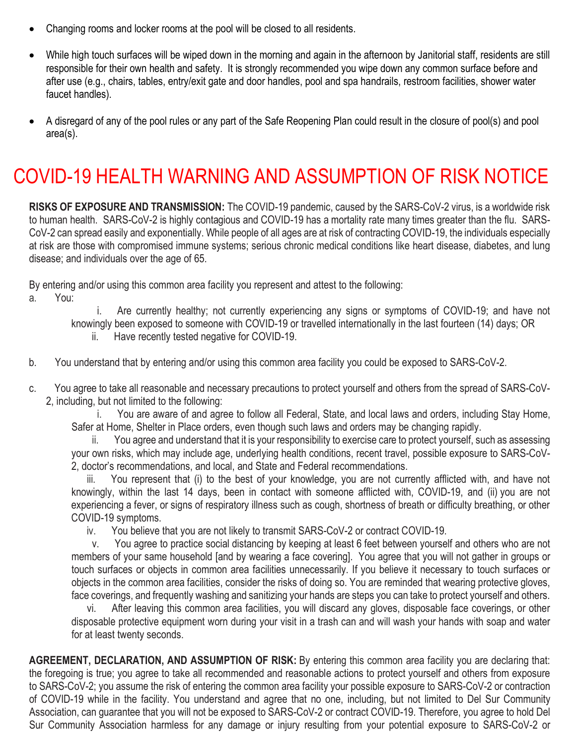- Changing rooms and locker rooms at the pool will be closed to all residents.

- While high touch surfaces will be wiped down in the morning and again in the afternoon by Janitorial staff, residents are still responsible for their own health and safety. It is strongly recommended you wipe down any common surface before and after use (e.g., chairs, tables, entry/exit gate and door handles, pool and spa handrails, restroom facilities, shower water faucet handles).

- A disregard of any of the pool rules or any part of the Safe Reopening Plan could result in the closure of pool(s) and pool area(s).

# COVID-19 HEALTH WARNING AND ASSUMPTION OF RISK NOTICE

**RISKS OF EXPOSURE AND TRANSMISSION:** The COVID-19 pandemic, caused by the SARS-CoV-2 virus, is a worldwide risk to human health. SARS-CoV-2 is highly contagious and COVID-19 has a mortality rate many times greater than the flu. SARS-CoV-2 can spread easily and exponentially. While people of all ages are at risk of contracting COVID-19, the individuals especially at risk are those with compromised immune systems; serious chronic medical conditions like heart disease, diabetes, and lung disease; and individuals over the age of 65.

By entering and/or using this common area facility you represent and attest to the following:

a. You:

   i. Are currently healthy; not currently experiencing any signs or symptoms of COVID-19; and have not knowingly been exposed to someone with COVID-19 or travelled internationally in the last fourteen (14) days; OR

   ii. Have recently tested negative for COVID-19.

b. You understand that by entering and/or using this common area facility you could be exposed to SARS-CoV-2.

c. You agree to take all reasonable and necessary precautions to protect yourself and others from the spread of SARS-CoV-2, including, but not limited to the following:

   i. You are aware of and agree to follow all Federal, State, and local laws and orders, including Stay Home, Safer at Home, Shelter in Place orders, even though such laws and orders may be changing rapidly.

   ii. You agree and understand that it is your responsibility to exercise care to protect yourself, such as assessing your own risks, which may include age, underlying health conditions, recent travel, possible exposure to SARS-CoV-2, doctor's recommendations, and local, and State and Federal recommendations.

   iii. You represent that (i) to the best of your knowledge, you are not currently afflicted with, and have not knowingly, within the last 14 days, been in contact with someone afflicted with, COVID-19, and (ii) you are not experiencing a fever, or signs of respiratory illness such as cough, shortness of breath or difficulty breathing, or other COVID-19 symptoms.

   iv. You believe that you are not likely to transmit SARS-CoV-2 or contract COVID-19.

   v. You agree to practice social distancing by keeping at least 6 feet between yourself and others who are not members of your same household [and by wearing a face covering]. You agree that you will not gather in groups or touch surfaces or objects in common area facilities unnecessarily. If you believe it necessary to touch surfaces or objects in the common area facilities, consider the risks of doing so. You are reminded that wearing protective gloves, face coverings, and frequently washing and sanitizing your hands are steps you can take to protect yourself and others.

   vi. After leaving this common area facilities, you will discard any gloves, disposable face coverings, or other disposable protective equipment worn during your visit in a trash can and will wash your hands with soap and water for at least twenty seconds.

**AGREEMENT, DECLARATION, AND ASSUMPTION OF RISK:** By entering this common area facility you are declaring that: the foregoing is true; you agree to take all recommended and reasonable actions to protect yourself and others from exposure to SARS-CoV-2; you assume the risk of entering the common area facility your possible exposure to SARS-CoV-2 or contraction of COVID-19 while in the facility. You understand and agree that no one, including, but not limited to Del Sur Community Association, can guarantee that you will not be exposed to SARS-CoV-2 or contract COVID-19. Therefore, you agree to hold Del Sur Community Association harmless for any damage or injury resulting from your potential exposure to SARS-CoV-2 or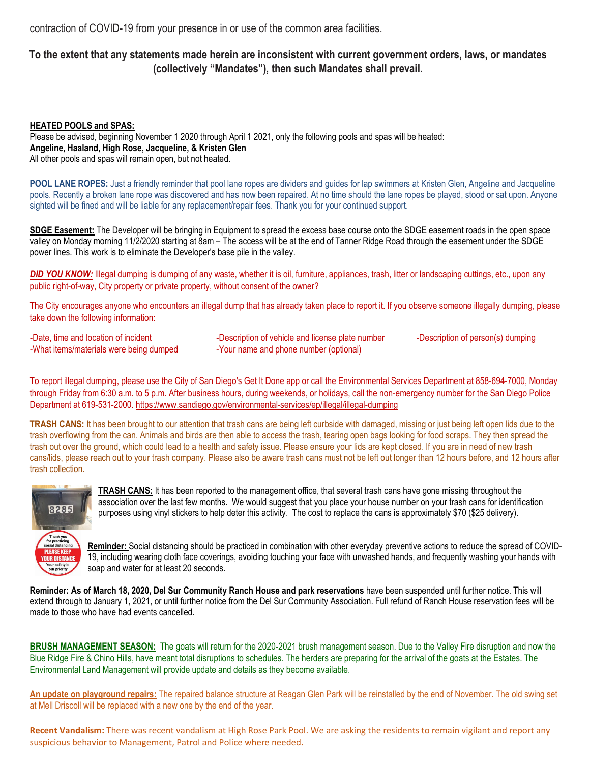contraction of COVID-19 from your presence in or use of the common area facilities.

**To the extent that any statements made herein are inconsistent with current government orders, laws, or mandates (collectively "Mandates"), then such Mandates shall prevail.**

**HEATED POOLS and SPAS:**
Please be advised, beginning November 1 2020 through April 1 2021, only the following pools and spas will be heated:
**Angeline, Haaland, High Rose, Jacqueline, & Kristen Glen**
All other pools and spas will remain open, but not heated.

**POOL LANE ROPES:** Just a friendly reminder that pool lane ropes are dividers and guides for lap swimmers at Kristen Glen, Angeline and Jacqueline pools. Recently a broken lane rope was discovered and has now been repaired. At no time should the lane ropes be played, stood or sat upon. Anyone sighted will be fined and will be liable for any replacement/repair fees. Thank you for your continued support.

**SDGE Easement:** The Developer will be bringing in Equipment to spread the excess base course onto the SDGE easement roads in the open space valley on Monday morning 11/2/2020 starting at 8am – The access will be at the end of Tanner Ridge Road through the easement under the SDGE power lines. This work is to eliminate the Developer's base pile in the valley.

***DID YOU KNOW:*** Illegal dumping is dumping of any waste, whether it is oil, furniture, appliances, trash, litter or landscaping cuttings, etc., upon any public right-of-way, City property or private property, without consent of the owner?

The City encourages anyone who encounters an illegal dump that has already taken place to report it. If you observe someone illegally dumping, please take down the following information:

- -Date, time and location of incident
- -Description of vehicle and license plate number
- -Description of person(s) dumping
- -What items/materials were being dumped
- -Your name and phone number (optional)

To report illegal dumping, please use the City of San Diego's Get It Done app or call the Environmental Services Department at 858-694-7000, Monday through Friday from 6:30 a.m. to 5 p.m. After business hours, during weekends, or holidays, call the non-emergency number for the San Diego Police Department at 619-531-2000. https://www.sandiego.gov/environmental-services/ep/illegal/illegal-dumping

**TRASH CANS:** It has been brought to our attention that trash cans are being left curbside with damaged, missing or just being left open lids due to the trash overflowing from the can. Animals and birds are then able to access the trash, tearing open bags looking for food scraps. They then spread the trash out over the ground, which could lead to a health and safety issue. Please ensure your lids are kept closed. If you are in need of new trash cans/lids, please reach out to your trash company. Please also be aware trash cans must not be left out longer than 12 hours before, and 12 hours after trash collection.

**TRASH CANS:** It has been reported to the management office, that several trash cans have gone missing throughout the association over the last few months. We would suggest that you place your house number on your trash cans for identification purposes using vinyl stickers to help deter this activity. The cost to replace the cans is approximately $70 ($25 delivery).

**Reminder:** Social distancing should be practiced in combination with other everyday preventive actions to reduce the spread of COVID-19, including wearing cloth face coverings, avoiding touching your face with unwashed hands, and frequently washing your hands with soap and water for at least 20 seconds.

**Reminder: As of March 18, 2020, Del Sur Community Ranch House and park reservations** have been suspended until further notice. This will extend through to January 1, 2021, or until further notice from the Del Sur Community Association. Full refund of Ranch House reservation fees will be made to those who have had events cancelled.

**BRUSH MANAGEMENT SEASON:** The goats will return for the 2020-2021 brush management season. Due to the Valley Fire disruption and now the Blue Ridge Fire & Chino Hills, have meant total disruptions to schedules. The herders are preparing for the arrival of the goats at the Estates. The Environmental Land Management will provide update and details as they become available.

**An update on playground repairs:** The repaired balance structure at Reagan Glen Park will be reinstalled by the end of November. The old swing set at Mell Driscoll will be replaced with a new one by the end of the year.

**Recent Vandalism:** There was recent vandalism at High Rose Park Pool. We are asking the residents to remain vigilant and report any suspicious behavior to Management, Patrol and Police where needed.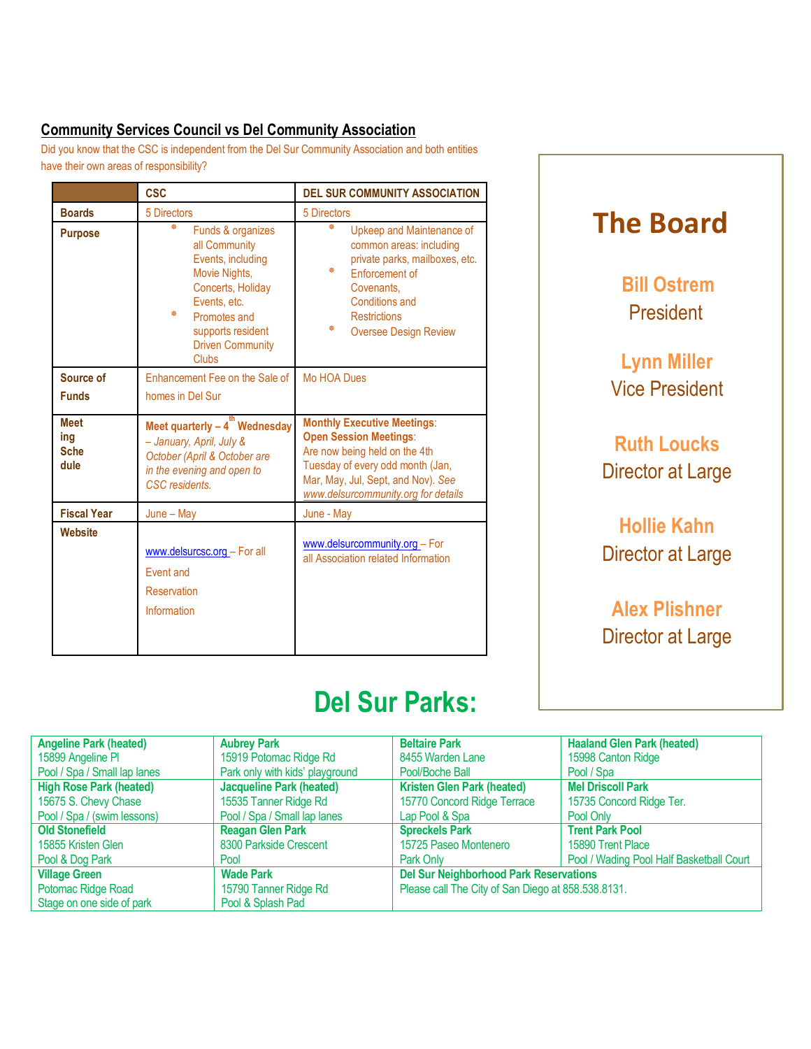## Community Services Council vs Del Community Association

Did you know that the CSC is independent from the Del Sur Community Association and both entities have their own areas of responsibility?

| | CSC | DEL SUR COMMUNITY ASSOCIATION |
|---|---|---|
| **Boards** | 5 Directors | 5 Directors |
| **Purpose** | * Funds & organizes all Community Events, including Movie Nights, Concerts, Holiday Events, etc.<br>* Promotes and supports resident Driven Community Clubs | * Upkeep and Maintenance of common areas: including private parks, mailboxes, etc.<br>* Enforcement of Covenants, Conditions and Restrictions<br>* Oversee Design Review |
| **Source of Funds** | Enhancement Fee on the Sale of homes in Del Sur | Mo HOA Dues |
| **Meeting Schedule** | **Meet quarterly – 4th Wednesday** *– January, April, July & October (April & October are in the evening and open to CSC residents.* | **Monthly Executive Meetings**:<br>**Open Session Meetings**:<br>Are now being held on the 4th Tuesday of every odd month (Jan, Mar, May, Jul, Sept, and Nov). *See www.delsurcommunity.org for details* |
| **Fiscal Year** | June – May | June - May |
| **Website** | www.delsurcsc.org – For all Event and Reservation Information | www.delsurcommunity.org – For all Association related Information |

# The Board

**Bill Ostrem**
President

**Lynn Miller**
Vice President

**Ruth Loucks**
Director at Large

**Hollie Kahn**
Director at Large

**Alex Plishner**
Director at Large

# Del Sur Parks:

| | | | |
|---|---|---|---|
| **Angeline Park (heated)**<br>15899 Angeline Pl<br>Pool / Spa / Small lap lanes | **Aubrey Park**<br>15919 Potomac Ridge Rd<br>Park only with kids' playground | **Beltaire Park**<br>8455 Warden Lane<br>Pool/Boche Ball | **Haaland Glen Park (heated)**<br>15998 Canton Ridge<br>Pool / Spa |
| **High Rose Park (heated)**<br>15675 S. Chevy Chase<br>Pool / Spa / (swim lessons) | **Jacqueline Park (heated)**<br>15535 Tanner Ridge Rd<br>Pool / Spa / Small lap lanes | **Kristen Glen Park (heated)**<br>15770 Concord Ridge Terrace<br>Lap Pool & Spa | **Mel Driscoll Park**<br>15735 Concord Ridge Ter.<br>Pool Only |
| **Old Stonefield**<br>15855 Kristen Glen<br>Pool & Dog Park | **Reagan Glen Park**<br>8300 Parkside Crescent<br>Pool | **Spreckels Park**<br>15725 Paseo Montenero<br>Park Only | **Trent Park Pool**<br>15890 Trent Place<br>Pool / Wading Pool Half Basketball Court |
| **Village Green**<br>Potomac Ridge Road<br>Stage on one side of park | **Wade Park**<br>15790 Tanner Ridge Rd<br>Pool & Splash Pad | **Del Sur Neighborhood Park Reservations**<br>Please call The City of San Diego at 858.538.8131. | |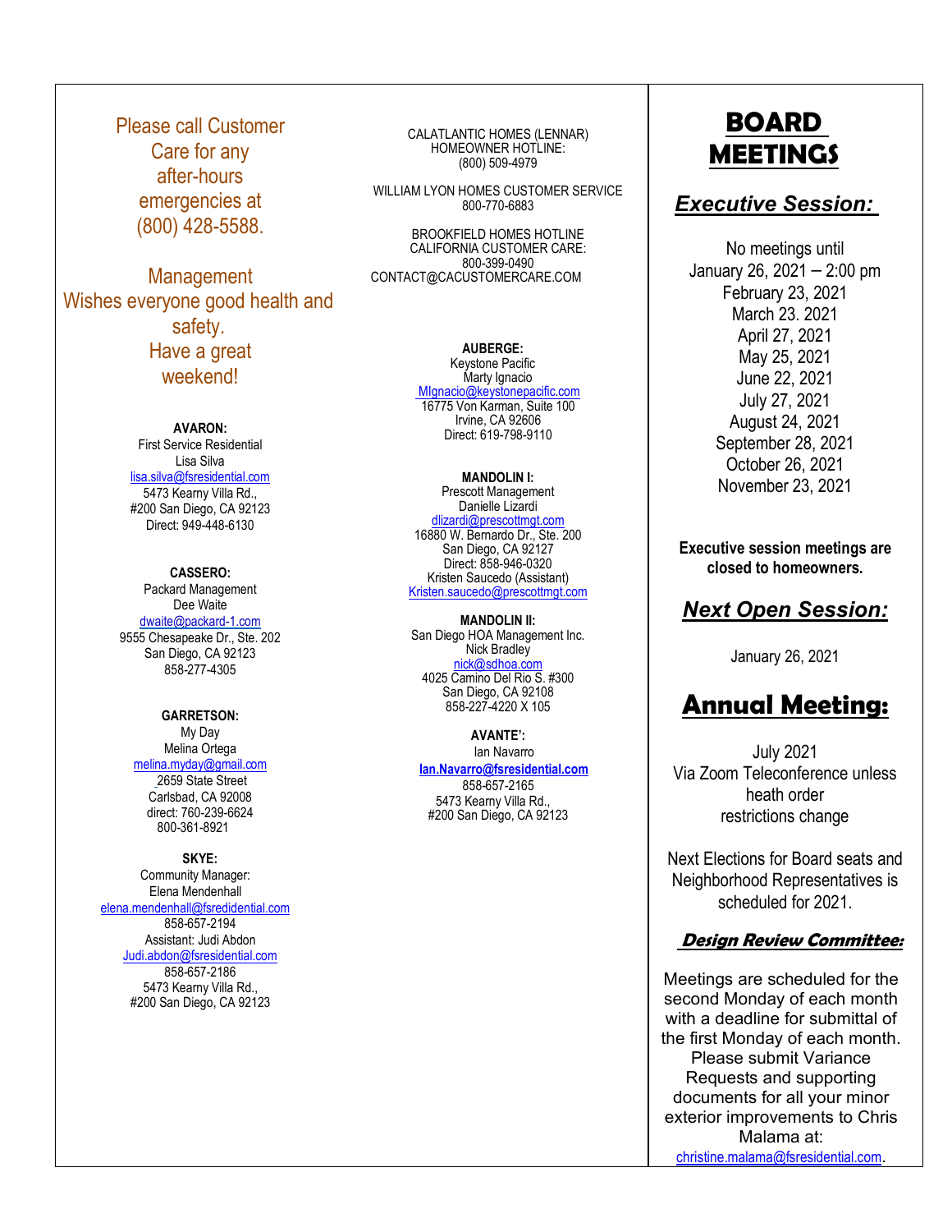Please call Customer Care for any after-hours emergencies at (800) 428-5588.

Management Wishes everyone good health and safety. Have a great weekend!

**AVARON:**
First Service Residential
Lisa Silva
lisa.silva@fsresidential.com
5473 Kearny Villa Rd.,
#200 San Diego, CA 92123
Direct: 949-448-6130

**CASSERO:**
Packard Management
Dee Waite
dwaite@packard-1.com
9555 Chesapeake Dr., Ste. 202
San Diego, CA 92123
858-277-4305

**GARRETSON:**
My Day
Melina Ortega
melina.myday@gmail.com
2659 State Street
Carlsbad, CA 92008
direct: 760-239-6624
800-361-8921

**SKYE:**
Community Manager:
Elena Mendenhall
elena.mendenhall@fsredidential.com
858-657-2194
Assistant: Judi Abdon
Judi.abdon@fsresidential.com
858-657-2186
5473 Kearny Villa Rd.,
#200 San Diego, CA 92123

CALATLANTIC HOMES (LENNAR)
HOMEOWNER HOTLINE:
(800) 509-4979

WILLIAM LYON HOMES CUSTOMER SERVICE
800-770-6883

BROOKFIELD HOMES HOTLINE
CALIFORNIA CUSTOMER CARE:
800-399-0490
CONTACT@CACUSTOMERCARE.COM

**AUBERGE:**
Keystone Pacific
Marty Ignacio
MIgnacio@keystonepacific.com
16775 Von Karman, Suite 100
Irvine, CA 92606
Direct: 619-798-9110

**MANDOLIN I:**
Prescott Management
Danielle Lizardi
dlizardi@prescottmgt.com
16880 W. Bernardo Dr., Ste. 200
San Diego, CA 92127
Direct: 858-946-0320
Kristen Saucedo (Assistant)
Kristen.saucedo@prescottmgt.com

**MANDOLIN II:**
San Diego HOA Management Inc.
Nick Bradley
nick@sdhoa.com
4025 Camino Del Rio S. #300
San Diego, CA 92108
858-227-4220 X 105

**AVANTE':**
Ian Navarro
**Ian.Navarro@fsresidential.com**
858-657-2165
5473 Kearny Villa Rd.,
#200 San Diego, CA 92123

# BOARD MEETINGS

## *Executive Session:*

No meetings until
January 26, 2021 – 2:00 pm
February 23, 2021
March 23. 2021
April 27, 2021
May 25, 2021
June 22, 2021
July 27, 2021
August 24, 2021
September 28, 2021
October 26, 2021
November 23, 2021

**Executive session meetings are closed to homeowners.**

## *Next Open Session:*

January 26, 2021

## Annual Meeting:

July 2021
Via Zoom Teleconference unless heath order restrictions change

Next Elections for Board seats and Neighborhood Representatives is scheduled for 2021.

### *Design Review Committee:*

Meetings are scheduled for the second Monday of each month with a deadline for submittal of the first Monday of each month. Please submit Variance Requests and supporting documents for all your minor exterior improvements to Chris Malama at: christine.malama@fsresidential.com.